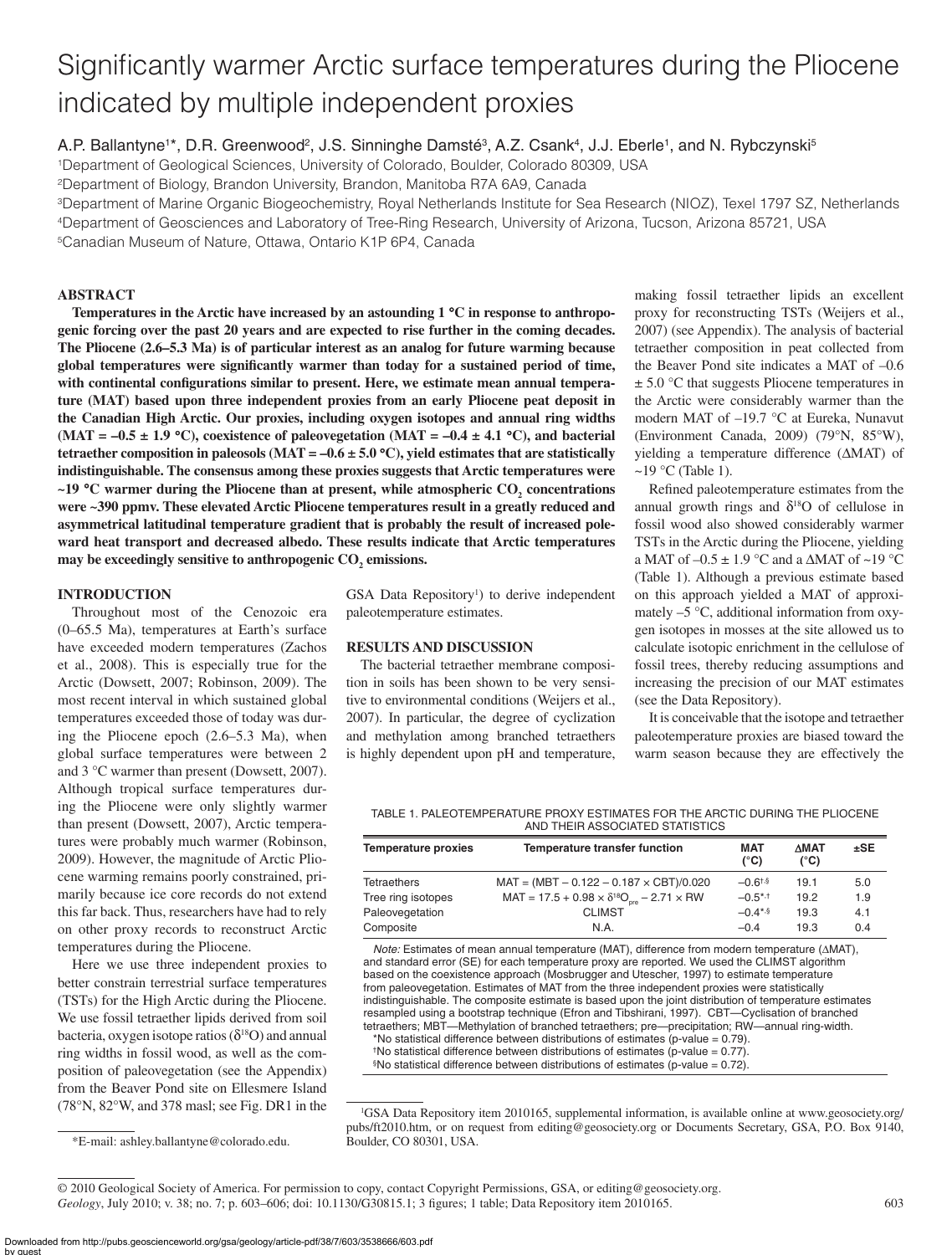# Significantly warmer Arctic surface temperatures during the Pliocene indicated by multiple independent proxies

A.P. Ballantyne[1]*, D.R. Greenwood[2], J.S. Sinninghe Damsté[3], A.Z. Csank[4], J.J. Eberle[1], and N. Rybczynski[5]

[1]Department of Geological Sciences, University of Colorado, Boulder, Colorado 80309, USA
[2]Department of Biology, Brandon University, Brandon, Manitoba R7A 6A9, Canada
[3]Department of Marine Organic Biogeochemistry, Royal Netherlands Institute for Sea Research (NIOZ), Texel 1797 SZ, Netherlands
[4]Department of Geosciences and Laboratory of Tree-Ring Research, University of Arizona, Tucson, Arizona 85721, USA
[5]Canadian Museum of Nature, Ottawa, Ontario K1P 6P4, Canada

## ABSTRACT

**Temperatures in the Arctic have increased by an astounding 1 °C in response to anthropogenic forcing over the past 20 years and are expected to rise further in the coming decades. The Pliocene (2.6–5.3 Ma) is of particular interest as an analog for future warming because global temperatures were significantly warmer than today for a sustained period of time, with continental configurations similar to present. Here, we estimate mean annual temperature (MAT) based upon three independent proxies from an early Pliocene peat deposit in the Canadian High Arctic. Our proxies, including oxygen isotopes and annual ring widths (MAT = –0.5 ± 1.9 °C), coexistence of paleovegetation (MAT = –0.4 ± 4.1 °C), and bacterial tetraether composition in paleosols (MAT = –0.6 ± 5.0 °C), yield estimates that are statistically indistinguishable. The consensus among these proxies suggests that Arctic temperatures were ~19 °C warmer during the Pliocene than at present, while atmospheric $CO_2$ concentrations were ~390 ppmv. These elevated Arctic Pliocene temperatures result in a greatly reduced and asymmetrical latitudinal temperature gradient that is probably the result of increased poleward heat transport and decreased albedo. These results indicate that Arctic temperatures may be exceedingly sensitive to anthropogenic $CO_2$ emissions.**

## INTRODUCTION

Throughout most of the Cenozoic era (0–65.5 Ma), temperatures at Earth's surface have exceeded modern temperatures (Zachos et al., 2008). This is especially true for the Arctic (Dowsett, 2007; Robinson, 2009). The most recent interval in which sustained global temperatures exceeded those of today was during the Pliocene epoch (2.6–5.3 Ma), when global surface temperatures were between 2 and 3 °C warmer than present (Dowsett, 2007). Although tropical surface temperatures during the Pliocene were only slightly warmer than present (Dowsett, 2007), Arctic temperatures were probably much warmer (Robinson, 2009). However, the magnitude of Arctic Pliocene warming remains poorly constrained, primarily because ice core records do not extend this far back. Thus, researchers have had to rely on other proxy records to reconstruct Arctic temperatures during the Pliocene.

Here we use three independent proxies to better constrain terrestrial surface temperatures (TSTs) for the High Arctic during the Pliocene. We use fossil tetraether lipids derived from soil bacteria, oxygen isotope ratios ($\delta^{18}O$) and annual ring widths in fossil wood, as well as the composition of paleovegetation (see the Appendix) from the Beaver Pond site on Ellesmere Island (78°N, 82°W, and 378 masl; see Fig. DR1 in the GSA Data Repository[1]) to derive independent paleotemperature estimates.

## RESULTS AND DISCUSSION

The bacterial tetraether membrane composition in soils has been shown to be very sensitive to environmental conditions (Weijers et al., 2007). In particular, the degree of cyclization and methylation among branched tetraethers is highly dependent upon pH and temperature, making fossil tetraether lipids an excellent proxy for reconstructing TSTs (Weijers et al., 2007) (see Appendix). The analysis of bacterial tetraether composition in peat collected from the Beaver Pond site indicates a MAT of –0.6 ± 5.0 °C that suggests Pliocene temperatures in the Arctic were considerably warmer than the modern MAT of –19.7 °C at Eureka, Nunavut (Environment Canada, 2009) (79°N, 85°W), yielding a temperature difference (ΔMAT) of ~19 °C (Table 1).

Refined paleotemperature estimates from the annual growth rings and $\delta^{18}O$ of cellulose in fossil wood also showed considerably warmer TSTs in the Arctic during the Pliocene, yielding a MAT of –0.5 ± 1.9 °C and a ΔMAT of ~19 °C (Table 1). Although a previous estimate based on this approach yielded a MAT of approximately –5 °C, additional information from oxygen isotopes in mosses at the site allowed us to calculate isotopic enrichment in the cellulose of fossil trees, thereby reducing assumptions and increasing the precision of our MAT estimates (see the Data Repository).

It is conceivable that the isotope and tetraether paleotemperature proxies are biased toward the warm season because they are effectively the

TABLE 1. PALEOTEMPERATURE PROXY ESTIMATES FOR THE ARCTIC DURING THE PLIOCENE AND THEIR ASSOCIATED STATISTICS

| Temperature proxies | Temperature transfer function | MAT (°C) | ΔMAT (°C) | ±SE |
|---|---|---|---|---|
| Tetraethers | MAT = (MBT – 0.122 – 0.187 × CBT)/0.020 | –0.6†,§ | 19.1 | 5.0 |
| Tree ring isotopes | MAT = 17.5 + 0.98 × $\delta^{18}O_{pre}$ – 2.71 × RW | –0.5*,† | 19.2 | 1.9 |
| Paleovegetation | CLIMST | –0.4*,§ | 19.3 | 4.1 |
| Composite | N.A. | –0.4 | 19.3 | 0.4 |

*Note:* Estimates of mean annual temperature (MAT), difference from modern temperature (ΔMAT), and standard error (SE) for each temperature proxy are reported. We used the CLIMST algorithm based on the coexistence approach (Mosbrugger and Utescher, 1997) to estimate temperature from paleovegetation. Estimates of MAT from the three independent proxies were statistically indistinguishable. The composite estimate is based upon the joint distribution of temperature estimates resampled using a bootstrap technique (Efron and Tibshirani, 1997). CBT—Cyclisation of branched tetraethers; MBT—Methylation of branched tetraethers; pre—precipitation; RW—annual ring-width.
*No statistical difference between distributions of estimates (p-value = 0.79).
†No statistical difference between distributions of estimates (p-value = 0.77).
§No statistical difference between distributions of estimates (p-value = 0.72).

*E-mail: ashley.ballantyne@colorado.edu.

[1]GSA Data Repository item 2010165, supplemental information, is available online at www.geosociety.org/pubs/ft2010.htm, or on request from editing@geosociety.org or Documents Secretary, GSA, P.O. Box 9140, Boulder, CO 80301, USA.

© 2010 Geological Society of America. For permission to copy, contact Copyright Permissions, GSA, or editing@geosociety.org.
*Geology*, July 2010; v. 38; no. 7; p. 603–606; doi: 10.1130/G30815.1; 3 figures; 1 table; Data Repository item 2010165.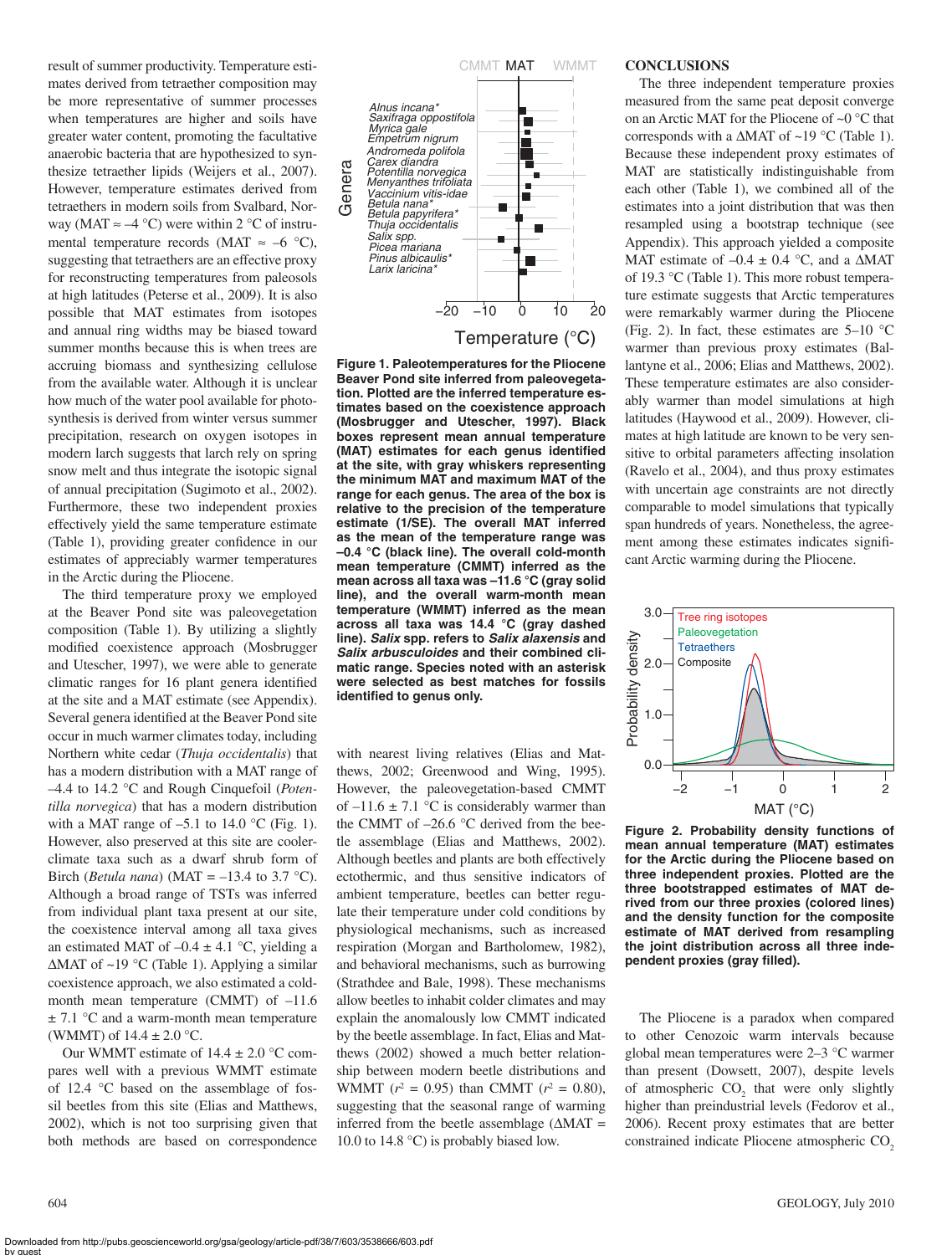result of summer productivity. Temperature estimates derived from tetraether composition may be more representative of summer processes when temperatures are higher and soils have greater water content, promoting the facultative anaerobic bacteria that are hypothesized to synthesize tetraether lipids (Weijers et al., 2007). However, temperature estimates derived from tetraethers in modern soils from Svalbard, Norway (MAT ≈ –4 °C) were within 2 °C of instrumental temperature records (MAT ≈ –6 °C), suggesting that tetraethers are an effective proxy for reconstructing temperatures from paleosols at high latitudes (Peterse et al., 2009). It is also possible that MAT estimates from isotopes and annual ring widths may be biased toward summer months because this is when trees are accruing biomass and synthesizing cellulose from the available water. Although it is unclear how much of the water pool available for photosynthesis is derived from winter versus summer precipitation, research on oxygen isotopes in modern larch suggests that larch rely on spring snow melt and thus integrate the isotopic signal of annual precipitation (Sugimoto et al., 2002). Furthermore, these two independent proxies effectively yield the same temperature estimate (Table 1), providing greater confidence in our estimates of appreciably warmer temperatures in the Arctic during the Pliocene.

The third temperature proxy we employed at the Beaver Pond site was paleovegetation composition (Table 1). By utilizing a slightly modified coexistence approach (Mosbrugger and Utescher, 1997), we were able to generate climatic ranges for 16 plant genera identified at the site and a MAT estimate (see Appendix). Several genera identified at the Beaver Pond site occur in much warmer climates today, including Northern white cedar (*Thuja occidentalis*) that has a modern distribution with a MAT range of –4.4 to 14.2 °C and Rough Cinquefoil (*Potentilla norvegica*) that has a modern distribution with a MAT range of –5.1 to 14.0 °C (Fig. 1). However, also preserved at this site are cooler-climate taxa such as a dwarf shrub form of Birch (*Betula nana*) (MAT = –13.4 to 3.7 °C). Although a broad range of TSTs was inferred from individual plant taxa present at our site, the coexistence interval among all taxa gives an estimated MAT of –0.4 ± 4.1 °C, yielding a ΔMAT of ~19 °C (Table 1). Applying a similar coexistence approach, we also estimated a cold-month mean temperature (CMMT) of –11.6 ± 7.1 °C and a warm-month mean temperature (WMMT) of 14.4 ± 2.0 °C.

Our WMMT estimate of 14.4 ± 2.0 °C compares well with a previous WMMT estimate of 12.4 °C based on the assemblage of fossil beetles from this site (Elias and Matthews, 2002), which is not too surprising given that both methods are based on correspondence with nearest living relatives (Elias and Matthews, 2002; Greenwood and Wing, 1995). However, the paleovegetation-based CMMT of –11.6 ± 7.1 °C is considerably warmer than the CMMT of –26.6 °C derived from the beetle assemblage (Elias and Matthews, 2002). Although beetles and plants are both effectively ectothermic, and thus sensitive indicators of ambient temperature, beetles can better regulate their temperature under cold conditions by physiological mechanisms, such as increased respiration (Morgan and Bartholomew, 1982), and behavioral mechanisms, such as burrowing (Strathdee and Bale, 1998). These mechanisms allow beetles to inhabit colder climates and may explain the anomalously low CMMT indicated by the beetle assemblage. In fact, Elias and Matthews (2002) showed a much better relationship between modern beetle distributions and WMMT ($r^2$ = 0.95) than CMMT ($r^2$ = 0.80), suggesting that the seasonal range of warming inferred from the beetle assemblage (ΔMAT = 10.0 to 14.8 °C) is probably biased low.

**Figure 1. Paleotemperatures for the Pliocene Beaver Pond site inferred from paleovegetation. Plotted are the inferred temperature estimates based on the coexistence approach (Mosbrugger and Utescher, 1997). Black boxes represent mean annual temperature (MAT) estimates for each genus identified at the site, with gray whiskers representing the minimum MAT and maximum MAT of the range for each genus. The area of the box is relative to the precision of the temperature estimate (1/SE). The overall MAT inferred as the mean of the temperature range was –0.4 °C (black line). The overall cold-month mean temperature (CMMT) inferred as the mean across all taxa was –11.6 °C (gray solid line), and the overall warm-month mean temperature (WMMT) inferred as the mean across all taxa was 14.4 °C (gray dashed line). *Salix* spp. refers to *Salix alaxensis* and *Salix arbusculoides* and their combined climatic range. Species noted with an asterisk were selected as best matches for fossils identified to genus only.**

## CONCLUSIONS

The three independent temperature proxies measured from the same peat deposit converge on an Arctic MAT for the Pliocene of ~0 °C that corresponds with a ΔMAT of ~19 °C (Table 1). Because these independent proxy estimates of MAT are statistically indistinguishable from each other (Table 1), we combined all of the estimates into a joint distribution that was then resampled using a bootstrap technique (see Appendix). This approach yielded a composite MAT estimate of –0.4 ± 0.4 °C, and a ΔMAT of 19.3 °C (Table 1). This more robust temperature estimate suggests that Arctic temperatures were remarkably warmer during the Pliocene (Fig. 2). In fact, these estimates are 5–10 °C warmer than previous proxy estimates (Ballantyne et al., 2006; Elias and Matthews, 2002). These temperature estimates are also considerably warmer than model simulations at high latitudes (Haywood et al., 2009). However, climates at high latitude are known to be very sensitive to orbital parameters affecting insolation (Ravelo et al., 2004), and thus proxy estimates with uncertain age constraints are not directly comparable to model simulations that typically span hundreds of years. Nonetheless, the agreement among these estimates indicates significant Arctic warming during the Pliocene.

**Figure 2. Probability density functions of mean annual temperature (MAT) estimates for the Arctic during the Pliocene based on three independent proxies. Plotted are the three bootstrapped estimates of MAT derived from our three proxies (colored lines) and the density function for the composite estimate of MAT derived from resampling the joint distribution across all three independent proxies (gray filled).**

The Pliocene is a paradox when compared to other Cenozoic warm intervals because global mean temperatures were 2–3 °C warmer than present (Dowsett, 2007), despite levels of atmospheric $CO_2$ that were only slightly higher than preindustrial levels (Fedorov et al., 2006). Recent proxy estimates that are better constrained indicate Pliocene atmospheric $CO_2$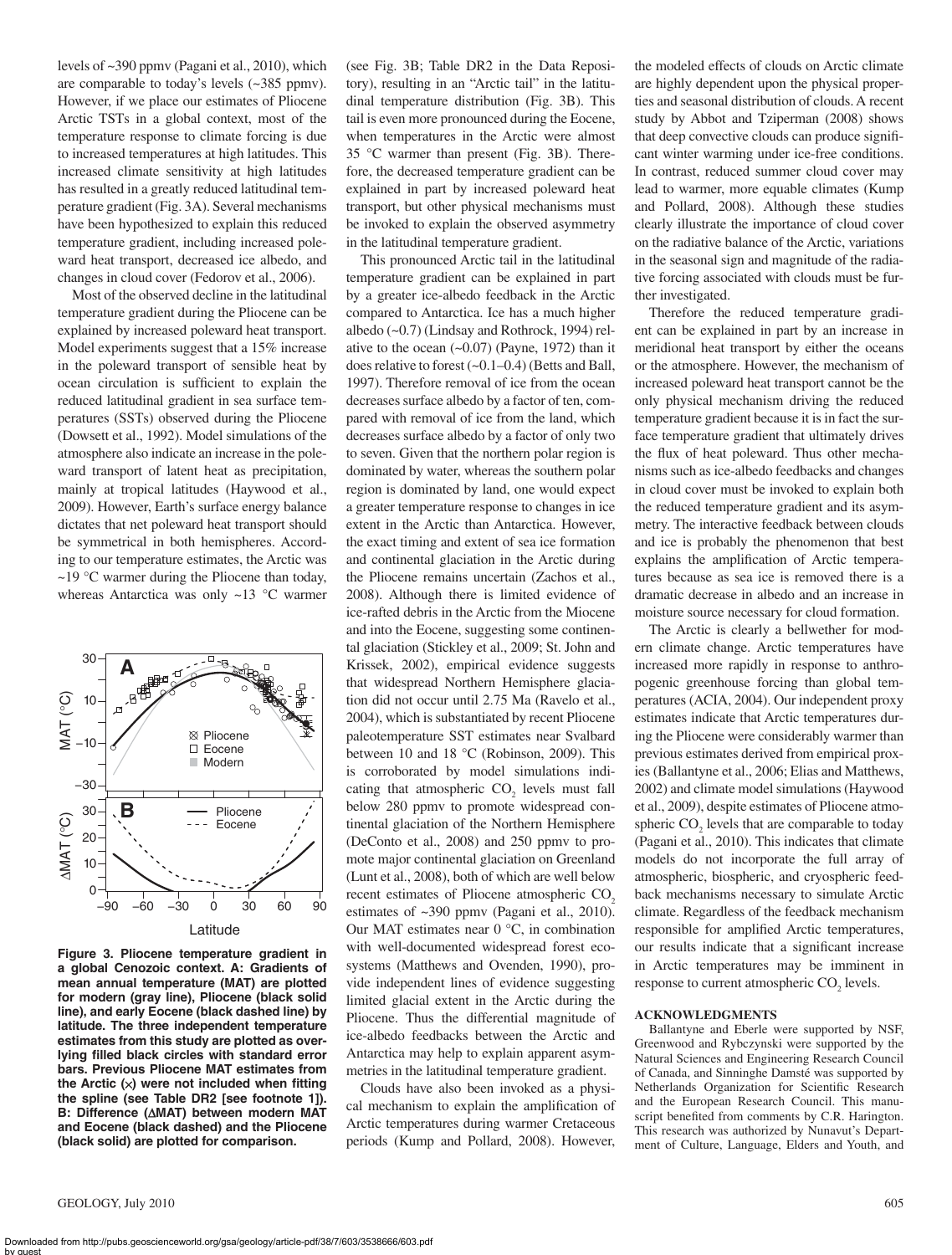levels of ~390 ppmv (Pagani et al., 2010), which are comparable to today's levels (~385 ppmv). However, if we place our estimates of Pliocene Arctic TSTs in a global context, most of the temperature response to climate forcing is due to increased temperatures at high latitudes. This increased climate sensitivity at high latitudes has resulted in a greatly reduced latitudinal temperature gradient (Fig. 3A). Several mechanisms have been hypothesized to explain this reduced temperature gradient, including increased poleward heat transport, decreased ice albedo, and changes in cloud cover (Fedorov et al., 2006).

Most of the observed decline in the latitudinal temperature gradient during the Pliocene can be explained by increased poleward heat transport. Model experiments suggest that a 15% increase in the poleward transport of sensible heat by ocean circulation is sufficient to explain the reduced latitudinal gradient in sea surface temperatures (SSTs) observed during the Pliocene (Dowsett et al., 1992). Model simulations of the atmosphere also indicate an increase in the poleward transport of latent heat as precipitation, mainly at tropical latitudes (Haywood et al., 2009). However, Earth's surface energy balance dictates that net poleward heat transport should be symmetrical in both hemispheres. According to our temperature estimates, the Arctic was ~19 °C warmer during the Pliocene than today, whereas Antarctica was only ~13 °C warmer (see Fig. 3B; Table DR2 in the Data Repository), resulting in an "Arctic tail" in the latitudinal temperature distribution (Fig. 3B). This tail is even more pronounced during the Eocene, when temperatures in the Arctic were almost 35 °C warmer than present (Fig. 3B). Therefore, the decreased temperature gradient can be explained in part by increased poleward heat transport, but other physical mechanisms must be invoked to explain the observed asymmetry in the latitudinal temperature gradient.

**Figure 3. Pliocene temperature gradient in a global Cenozoic context. A: Gradients of mean annual temperature (MAT) are plotted for modern (gray line), Pliocene (black solid line), and early Eocene (black dashed line) by latitude. The three independent temperature estimates from this study are plotted as overlying filled black circles with standard error bars. Previous Pliocene MAT estimates from the Arctic (×) were not included when fitting the spline (see Table DR2 [see footnote 1]). B: Difference (ΔMAT) between modern MAT and Eocene (black dashed) and the Pliocene (black solid) are plotted for comparison.**

This pronounced Arctic tail in the latitudinal temperature gradient can be explained in part by a greater ice-albedo feedback in the Arctic compared to Antarctica. Ice has a much higher albedo (~0.7) (Lindsay and Rothrock, 1994) relative to the ocean (~0.07) (Payne, 1972) than it does relative to forest (~0.1–0.4) (Betts and Ball, 1997). Therefore removal of ice from the ocean decreases surface albedo by a factor of ten, compared with removal of ice from the land, which decreases surface albedo by a factor of only two to seven. Given that the northern polar region is dominated by water, whereas the southern polar region is dominated by land, one would expect a greater temperature response to changes in ice extent in the Arctic than Antarctica. However, the exact timing and extent of sea ice formation and continental glaciation in the Arctic during the Pliocene remains uncertain (Zachos et al., 2008). Although there is limited evidence of ice-rafted debris in the Arctic from the Miocene and into the Eocene, suggesting some continental glaciation (Stickley et al., 2009; St. John and Krissek, 2002), empirical evidence suggests that widespread Northern Hemisphere glaciation did not occur until 2.75 Ma (Ravelo et al., 2004), which is substantiated by recent Pliocene paleotemperature SST estimates near Svalbard between 10 and 18 °C (Robinson, 2009). This is corroborated by model simulations indicating that atmospheric $CO_2$ levels must fall below 280 ppmv to promote widespread continental glaciation of the Northern Hemisphere (DeConto et al., 2008) and 250 ppmv to promote major continental glaciation on Greenland (Lunt et al., 2008), both of which are well below recent estimates of Pliocene atmospheric $CO_2$ estimates of ~390 ppmv (Pagani et al., 2010). Our MAT estimates near 0 °C, in combination with well-documented widespread forest ecosystems (Matthews and Ovenden, 1990), provide independent lines of evidence suggesting limited glacial extent in the Arctic during the Pliocene. Thus the differential magnitude of ice-albedo feedbacks between the Arctic and Antarctica may help to explain apparent asymmetries in the latitudinal temperature gradient.

Clouds have also been invoked as a physical mechanism to explain the amplification of Arctic temperatures during warmer Cretaceous periods (Kump and Pollard, 2008). However, the modeled effects of clouds on Arctic climate are highly dependent upon the physical properties and seasonal distribution of clouds. A recent study by Abbot and Tziperman (2008) shows that deep convective clouds can produce significant winter warming under ice-free conditions. In contrast, reduced summer cloud cover may lead to warmer, more equable climates (Kump and Pollard, 2008). Although these studies clearly illustrate the importance of cloud cover on the radiative balance of the Arctic, variations in the seasonal sign and magnitude of the radiative forcing associated with clouds must be further investigated.

Therefore the reduced temperature gradient can be explained in part by an increase in meridional heat transport by either the oceans or the atmosphere. However, the mechanism of increased poleward heat transport cannot be the only physical mechanism driving the reduced temperature gradient because it is in fact the surface temperature gradient that ultimately drives the flux of heat poleward. Thus other mechanisms such as ice-albedo feedbacks and changes in cloud cover must be invoked to explain both the reduced temperature gradient and its asymmetry. The interactive feedback between clouds and ice is probably the phenomenon that best explains the amplification of Arctic temperatures because as sea ice is removed there is a dramatic decrease in albedo and an increase in moisture source necessary for cloud formation.

The Arctic is clearly a bellwether for modern climate change. Arctic temperatures have increased more rapidly in response to anthropogenic greenhouse forcing than global temperatures (ACIA, 2004). Our independent proxy estimates indicate that Arctic temperatures during the Pliocene were considerably warmer than previous estimates derived from empirical proxies (Ballantyne et al., 2006; Elias and Matthews, 2002) and climate model simulations (Haywood et al., 2009), despite estimates of Pliocene atmospheric $CO_2$ levels that are comparable to today (Pagani et al., 2010). This indicates that climate models do not incorporate the full array of atmospheric, biospheric, and cryospheric feedback mechanisms necessary to simulate Arctic climate. Regardless of the feedback mechanism responsible for amplified Arctic temperatures, our results indicate that a significant increase in Arctic temperatures may be imminent in response to current atmospheric $CO_2$ levels.

## ACKNOWLEDGMENTS

Ballantyne and Eberle were supported by NSF, Greenwood and Rybczynski were supported by the Natural Sciences and Engineering Research Council of Canada, and Sinninghe Damsté was supported by Netherlands Organization for Scientific Research and the European Research Council. This manuscript benefited from comments by C.R. Harington. This research was authorized by Nunavut's Department of Culture, Language, Elders and Youth, and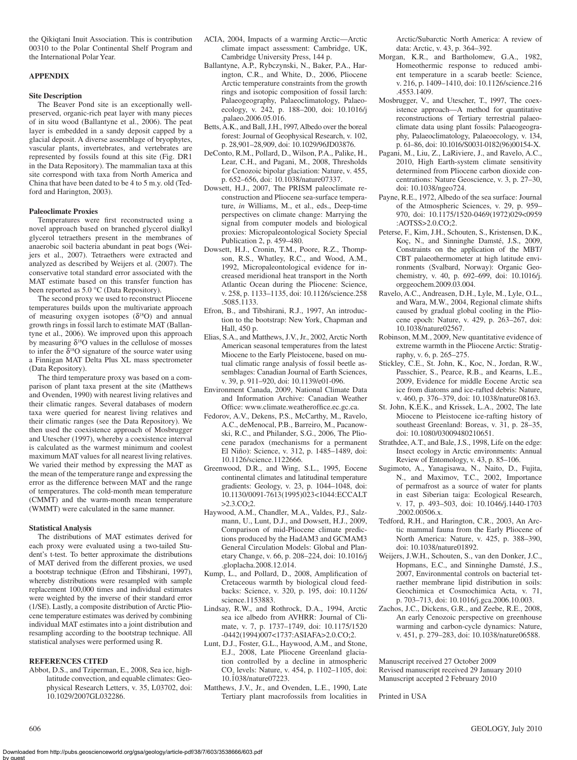the Qikiqtani Inuit Association. This is contribution 00310 to the Polar Continental Shelf Program and the International Polar Year.

## APPENDIX

### Site Description

The Beaver Pond site is an exceptionally well-preserved, organic-rich peat layer with many pieces of in situ wood (Ballantyne et al., 2006). The peat layer is embedded in a sandy deposit capped by a glacial deposit. A diverse assemblage of bryophytes, vascular plants, invertebrates, and vertebrates are represented by fossils found at this site (Fig. DR1 in the Data Repository). The mammalian taxa at this site correspond with taxa from North America and China that have been dated to be 4 to 5 m.y. old (Tedford and Harington, 2003).

### Paleoclimate Proxies

Temperatures were first reconstructed using a novel approach based on branched glycerol dialkyl glycerol tetraethers present in the membranes of anaerobic soil bacteria abundant in peat bogs (Weijers et al., 2007). Tetraethers were extracted and analyzed as described by Weijers et al. (2007). The conservative total standard error associated with the MAT estimate based on this transfer function has been reported as 5.0 °C (Data Repository).

The second proxy we used to reconstruct Pliocene temperatures builds upon the multivariate approach of measuring oxygen isotopes ($\delta^{18}O$) and annual growth rings in fossil larch to estimate MAT (Ballantyne et al., 2006). We improved upon this approach by measuring $\delta^{18}O$ values in the cellulose of mosses to infer the $\delta^{18}O$ signature of the source water using a Finnigan MAT Delta Plus XL mass spectrometer (Data Repository).

The third temperature proxy was based on a comparison of plant taxa present at the site (Matthews and Ovenden, 1990) with nearest living relatives and their climatic ranges. Several databases of modern taxa were queried for nearest living relatives and their climatic ranges (see the Data Repository). We then used the coexistence approach of Mosbrugger and Utescher (1997), whereby a coexistence interval is calculated as the warmest minimum and coolest maximum MAT values for all nearest living relatives. We varied their method by expressing the MAT as the mean of the temperature range and expressing the error as the difference between MAT and the range of temperatures. The cold-month mean temperature (CMMT) and the warm-month mean temperature (WMMT) were calculated in the same manner.

### Statistical Analysis

The distributions of MAT estimates derived for each proxy were evaluated using a two-tailed Student's t-test. To better approximate the distributions of MAT derived from the different proxies, we used a bootstrap technique (Efron and Tibshirani, 1997), whereby distributions were resampled with sample replacement 100,000 times and individual estimates were weighted by the inverse of their standard error (1/SE). Lastly, a composite distribution of Arctic Pliocene temperature estimates was derived by combining individual MAT estimates into a joint distribution and resampling according to the bootstrap technique. All statistical analyses were performed using R.

## REFERENCES CITED

Abbot, D.S., and Tziperman, E., 2008, Sea ice, high-latitude convection, and equable climates: Geophysical Research Letters, v. 35, L03702, doi: 10.1029/2007GL032286.

ACIA, 2004, Impacts of a warming Arctic—Arctic climate impact assessment: Cambridge, UK, Cambridge University Press, 144 p.

Ballantyne, A.P., Rybczynski, N., Baker, P.A., Harington, C.R., and White, D., 2006, Pliocene Arctic temperature constraints from the growth rings and isotopic composition of fossil larch: Palaeogeography, Palaeoclimatology, Palaeoecology, v. 242, p. 188–200, doi: 10.1016/j.palaeo.2006.05.016.

Betts, A.K., and Ball, J.H., 1997, Albedo over the boreal forest: Journal of Geophysical Research, v. 102, p. 28,901–28,909, doi: 10.1029/96JD03876.

DeConto, R.M., Pollard, D., Wilson, P.A., Palike, H., Lear, C.H., and Pagani, M., 2008, Thresholds for Cenozoic bipolar glaciation: Nature, v. 455, p. 652–656, doi: 10.1038/nature07337.

Dowsett, H.J., 2007, The PRISM paleoclimate reconstruction and Pliocene sea-surface temperature, *in* Williams, M., et al., eds., Deep-time perspectives on climate change: Marrying the signal from computer models and biological proxies: Micropaleontological Society Special Publication 2, p. 459–480.

Dowsett, H.J., Cronin, T.M., Poore, R.Z., Thompson, R.S., Whatley, R.C., and Wood, A.M., 1992, Micropaleontological evidence for increased meridional heat transport in the North Atlantic Ocean during the Pliocene: Science, v. 258, p. 1133–1135, doi: 10.1126/science.258.5085.1133.

Efron, B., and Tibshirani, R.J., 1997, An introduction to the bootstrap: New York, Chapman and Hall, 450 p.

Elias, S.A., and Matthews, J.V., Jr., 2002, Arctic North American seasonal temperatures from the latest Miocene to the Early Pleistocene, based on mutual climatic range analysis of fossil beetle assemblages: Canadian Journal of Earth Sciences, v. 39, p. 911–920, doi: 10.1139/e01-096.

Environment Canada, 2009, National Climate Data and Information Archive: Canadian Weather Office: www.climate.weatheroffice.ec.gc.ca.

Fedorov, A.V., Dekens, P.S., McCarthy, M., Ravelo, A.C., deMenocal, P.B., Barreiro, M., Pacanowski, R.C., and Philander, S.G., 2006, The Pliocene paradox (mechanisms for a permanent El Niño): Science, v. 312, p. 1485–1489, doi: 10.1126/science.1122666.

Greenwood, D.R., and Wing, S.L., 1995, Eocene continental climates and latitudinal temperature gradients: Geology, v. 23, p. 1044–1048, doi: 10.1130/0091-7613(1995)023<1044:ECCALT>2.3.CO;2.

Haywood, A.M., Chandler, M.A., Valdes, P.J., Salzmann, U., Lunt, D.J., and Dowsett, H.J., 2009, Comparison of mid-Pliocene climate predictions produced by the HadAM3 and GCMAM3 General Circulation Models: Global and Planetary Change, v. 66, p. 208–224, doi: 10.1016/j.gloplacha.2008.12.014.

Kump, L., and Pollard, D., 2008, Amplification of Cretaceous warmth by biological cloud feedbacks: Science, v. 320, p. 195, doi: 10.1126/science.1153883.

Lindsay, R.W., and Rothrock, D.A., 1994, Arctic sea ice albedo from AVHRR: Journal of Climate, v. 7, p. 1737–1749, doi: 10.1175/1520-0442(1994)007<1737:ASIAFA>2.0.CO;2.

Lunt, D.J., Foster, G.L., Haywood, A.M., and Stone, E.J., 2008, Late Pliocene Greenland glaciation controlled by a decline in atmospheric $CO_2$ levels: Nature, v. 454, p. 1102–1105, doi: 10.1038/nature07223.

Matthews, J.V., Jr., and Ovenden, L.E., 1990, Late Tertiary plant macrofossils from localities in Arctic/Subarctic North America: A review of data: Arctic, v. 43, p. 364–392.

Morgan, K.R., and Bartholomew, G.A., 1982, Homeothermic response to reduced ambient temperature in a scarab beetle: Science, v. 216, p. 1409–1410, doi: 10.1126/science.216.4553.1409.

Mosbrugger, V., and Utescher, T., 1997, The coexistence approach—A method for quantitative reconstructions of Tertiary terrestrial palaeoclimate data using plant fossils: Palaeogeography, Palaeoclimatology, Palaeoecology, v. 134, p. 61–86, doi: 10.1016/S0031-0182(96)00154-X.

Pagani, M., Liu, Z., LaRiviere, J., and Ravelo, A.C., 2010, High Earth-system climate sensitivity determined from Pliocene carbon dioxide concentrations: Nature Geoscience, v. 3, p. 27–30, doi: 10.1038/ngeo724.

Payne, R.E., 1972, Albedo of the sea surface: Journal of the Atmospheric Sciences, v. 29, p. 959–970, doi: 10.1175/1520-0469(1972)029<0959:AOTSS>2.0.CO;2.

Peterse, F., Kim, J.H., Schouten, S., Kristensen, D.K., Koç, N., and Sinninghe Damsté, J.S., 2009, Constraints on the application of the MBT/CBT palaeothermometer at high latitude environments (Svalbard, Norway): Organic Geochemistry, v. 40, p. 692–699, doi: 10.1016/j.orggeochem.2009.03.004.

Ravelo, A.C., Andreasen, D.H., Lyle, M., Lyle, O.L., and Wara, M.W., 2004, Regional climate shifts caused by gradual global cooling in the Pliocene epoch: Nature, v. 429, p. 263–267, doi: 10.1038/nature02567.

Robinson, M.M., 2009, New quantitative evidence of extreme warmth in the Pliocene Arctic: Stratigraphy, v. 6, p. 265–275.

Stickley, C.E., St. John, K., Koc, N., Jordan, R.W., Passchier, S., Pearce, R.B., and Kearns, L.E., 2009, Evidence for middle Eocene Arctic sea ice from diatoms and ice-rafted debris: Nature, v. 460, p. 376–379, doi: 10.1038/nature08163.

St. John, K.E.K., and Krissek, L.A., 2002, The late Miocene to Pleistocene ice-rafting history of southeast Greenland: Boreas, v. 31, p. 28–35, doi: 10.1080/03009480210651.

Strathdee, A.T., and Bale, J.S., 1998, Life on the edge: Insect ecology in Arctic environments: Annual Review of Entomology, v. 43, p. 85–106.

Sugimoto, A., Yanagisawa, N., Naito, D., Fujita, N., and Maximov, T.C., 2002, Importance of permafrost as a source of water for plants in east Siberian taiga: Ecological Research, v. 17, p. 493–503, doi: 10.1046/j.1440-1703.2002.00506.x.

Tedford, R.H., and Harington, C.R., 2003, An Arctic mammal fauna from the Early Pliocene of North America: Nature, v. 425, p. 388–390, doi: 10.1038/nature01892.

Weijers, J.W.H., Schouten, S., van den Donker, J.C., Hopmans, E.C., and Sinninghe Damsté, J.S., 2007, Environmental controls on bacterial tetraether membrane lipid distribution in soils: Geochimica et Cosmochimica Acta, v. 71, p. 703–713, doi: 10.1016/j.gca.2006.10.003.

Zachos, J.C., Dickens, G.R., and Zeebe, R.E., 2008, An early Cenozoic perspective on greenhouse warming and carbon-cycle dynamics: Nature, v. 451, p. 279–283, doi: 10.1038/nature06588.

Manuscript received 27 October 2009
Revised manuscript received 29 January 2010
Manuscript accepted 2 February 2010

Printed in USA